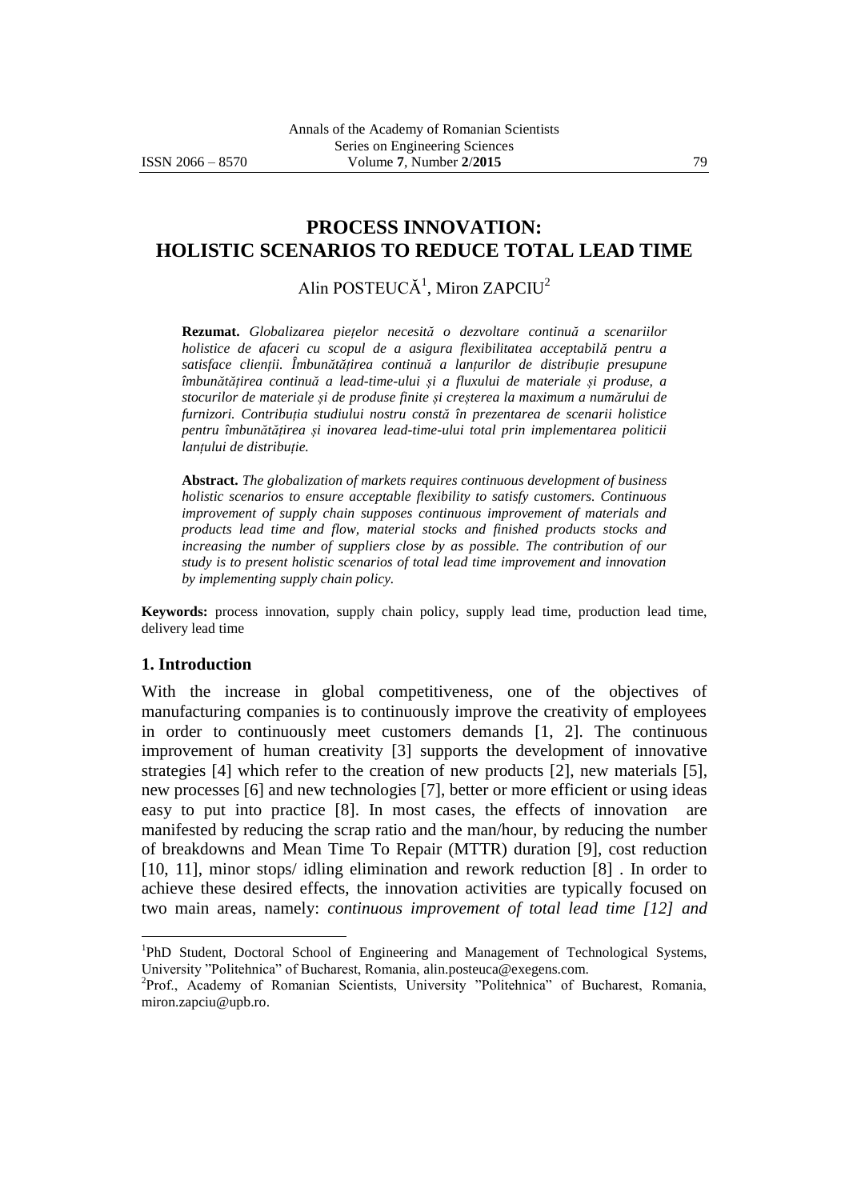# PROCESS INNOVATION: HOLISTIC SCENARIOS TO REDUCE TOTAL LEAD TIME

Alin POSTEUCĂ[1], Miron ZAPCIU[2]

**Rezumat.** *Globalizarea piețelor necesită o dezvoltare continuă a scenariilor holistice de afaceri cu scopul de a asigura flexibilitatea acceptabilă pentru a satisface clienții. Îmbunătățirea continuă a lanțurilor de distribuție presupune îmbunătățirea continuă a lead-time-ului și a fluxului de materiale și produse, a stocurilor de materiale și de produse finite și creșterea la maximum a numărului de furnizori. Contribuția studiului nostru constă în prezentarea de scenarii holistice pentru îmbunătățirea și inovarea lead-time-ului total prin implementarea politicii lanțului de distribuție.*

**Abstract.** *The globalization of markets requires continuous development of business holistic scenarios to ensure acceptable flexibility to satisfy customers. Continuous improvement of supply chain supposes continuous improvement of materials and products lead time and flow, material stocks and finished products stocks and increasing the number of suppliers close by as possible. The contribution of our study is to present holistic scenarios of total lead time improvement and innovation by implementing supply chain policy.*

**Keywords:** process innovation, supply chain policy, supply lead time, production lead time, delivery lead time

## 1. Introduction

With the increase in global competitiveness, one of the objectives of manufacturing companies is to continuously improve the creativity of employees in order to continuously meet customers demands [1, 2]. The continuous improvement of human creativity [3] supports the development of innovative strategies [4] which refer to the creation of new products [2], new materials [5], new processes [6] and new technologies [7], better or more efficient or using ideas easy to put into practice [8]. In most cases, the effects of innovation are manifested by reducing the scrap ratio and the man/hour, by reducing the number of breakdowns and Mean Time To Repair (MTTR) duration [9], cost reduction [10, 11], minor stops/ idling elimination and rework reduction [8] . In order to achieve these desired effects, the innovation activities are typically focused on two main areas, namely: *continuous improvement of total lead time [12] and*

[1]PhD Student, Doctoral School of Engineering and Management of Technological Systems, University "Politehnica" of Bucharest, Romania, alin.posteuca@exegens.com.

[2]Prof., Academy of Romanian Scientists, University "Politehnica" of Bucharest, Romania, miron.zapciu@upb.ro.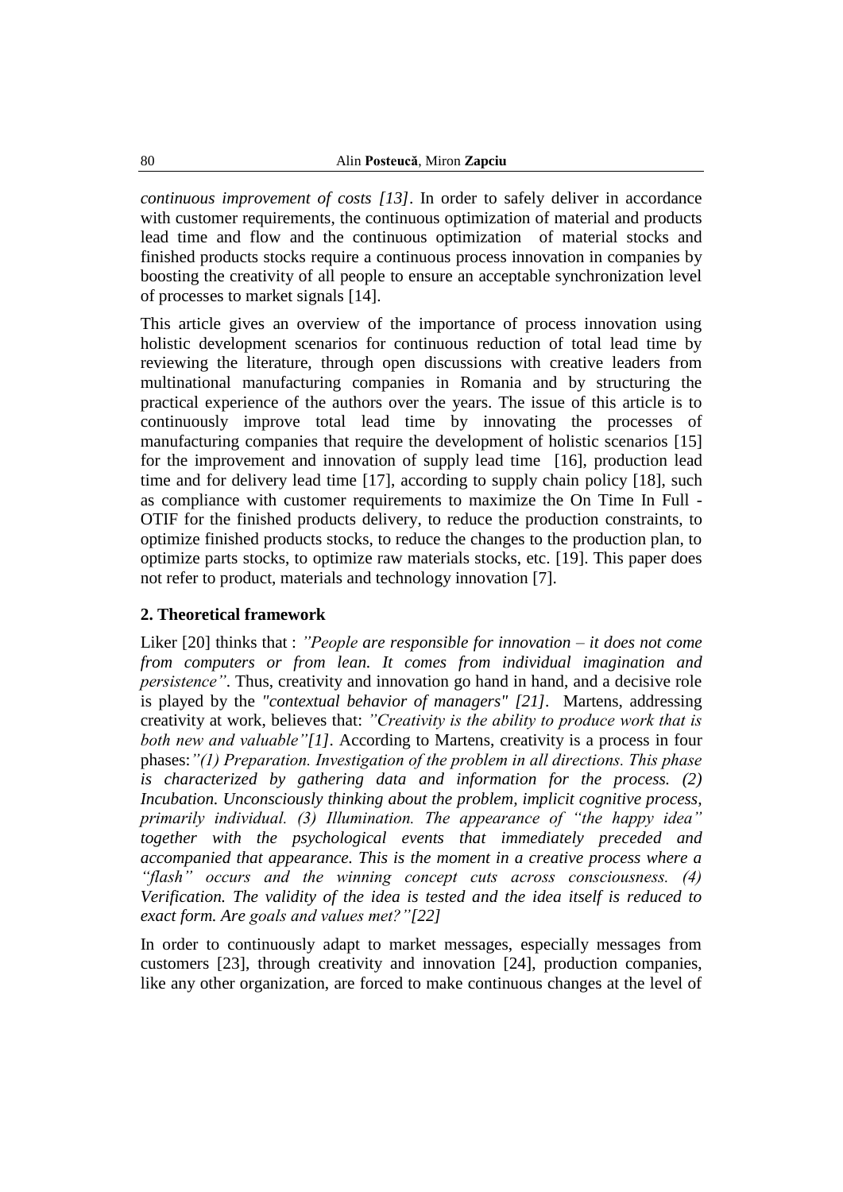*continuous improvement of costs [13]*. In order to safely deliver in accordance with customer requirements, the continuous optimization of material and products lead time and flow and the continuous optimization of material stocks and finished products stocks require a continuous process innovation in companies by boosting the creativity of all people to ensure an acceptable synchronization level of processes to market signals [14].

This article gives an overview of the importance of process innovation using holistic development scenarios for continuous reduction of total lead time by reviewing the literature, through open discussions with creative leaders from multinational manufacturing companies in Romania and by structuring the practical experience of the authors over the years. The issue of this article is to continuously improve total lead time by innovating the processes of manufacturing companies that require the development of holistic scenarios [15] for the improvement and innovation of supply lead time [16], production lead time and for delivery lead time [17], according to supply chain policy [18], such as compliance with customer requirements to maximize the On Time In Full - OTIF for the finished products delivery, to reduce the production constraints, to optimize finished products stocks, to reduce the changes to the production plan, to optimize parts stocks, to optimize raw materials stocks, etc. [19]. This paper does not refer to product, materials and technology innovation [7].

## 2. Theoretical framework

Liker [20] thinks that : *"People are responsible for innovation – it does not come from computers or from lean. It comes from individual imagination and persistence"*. Thus, creativity and innovation go hand in hand, and a decisive role is played by the *"contextual behavior of managers" [21]*. Martens, addressing creativity at work, believes that: *"Creativity is the ability to produce work that is both new and valuable"[1]*. According to Martens, creativity is a process in four phases:*"(1) Preparation. Investigation of the problem in all directions. This phase is characterized by gathering data and information for the process. (2) Incubation. Unconsciously thinking about the problem, implicit cognitive process, primarily individual. (3) Illumination. The appearance of "the happy idea" together with the psychological events that immediately preceded and accompanied that appearance. This is the moment in a creative process where a "flash" occurs and the winning concept cuts across consciousness. (4) Verification. The validity of the idea is tested and the idea itself is reduced to exact form. Are goals and values met?"[22]*

In order to continuously adapt to market messages, especially messages from customers [23], through creativity and innovation [24], production companies, like any other organization, are forced to make continuous changes at the level of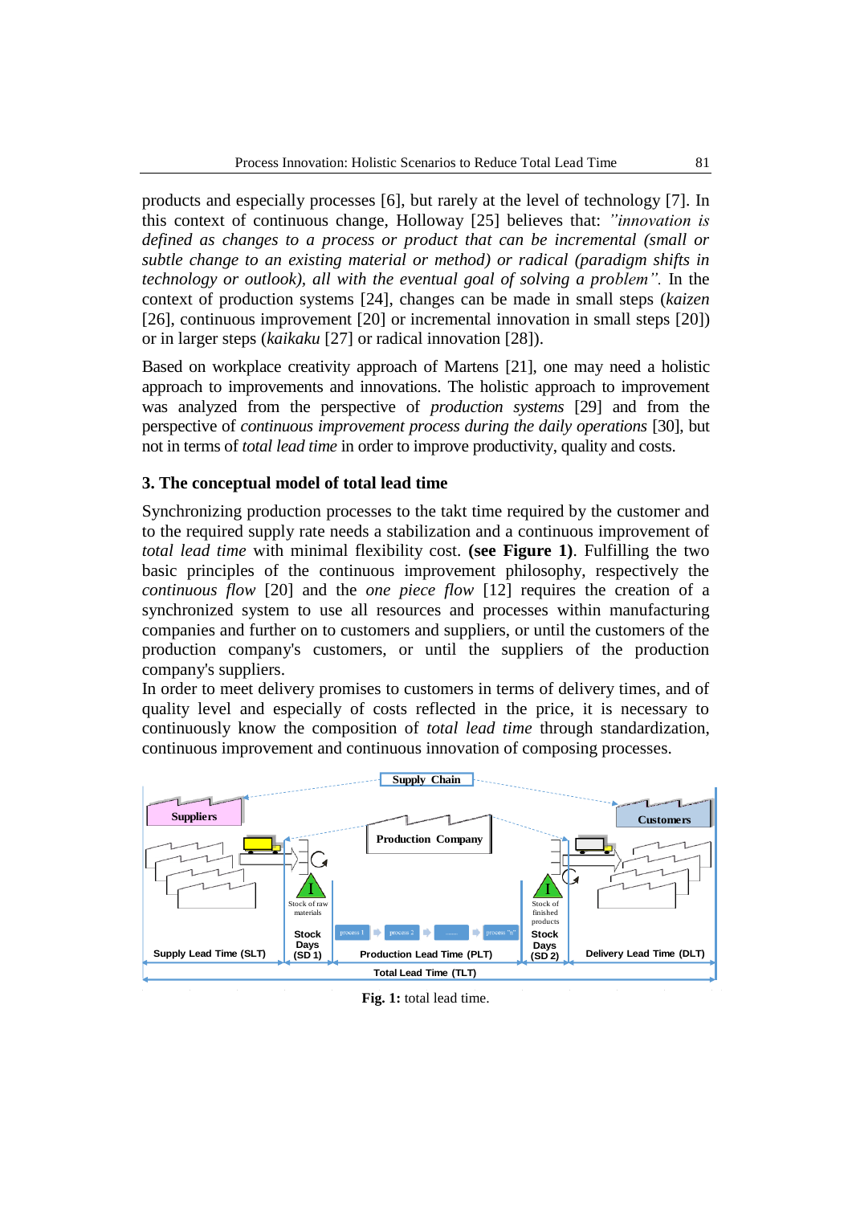products and especially processes [6], but rarely at the level of technology [7]. In this context of continuous change, Holloway [25] believes that: *"innovation is defined as changes to a process or product that can be incremental (small or subtle change to an existing material or method) or radical (paradigm shifts in technology or outlook), all with the eventual goal of solving a problem".* In the context of production systems [24], changes can be made in small steps (*kaizen* [26], continuous improvement [20] or incremental innovation in small steps [20]) or in larger steps (*kaikaku* [27] or radical innovation [28]).

Based on workplace creativity approach of Martens [21], one may need a holistic approach to improvements and innovations. The holistic approach to improvement was analyzed from the perspective of *production systems* [29] and from the perspective of *continuous improvement process during the daily operations* [30], but not in terms of *total lead time* in order to improve productivity, quality and costs.

## 3. The conceptual model of total lead time

Synchronizing production processes to the takt time required by the customer and to the required supply rate needs a stabilization and a continuous improvement of *total lead time* with minimal flexibility cost. **(see Figure 1)**. Fulfilling the two basic principles of the continuous improvement philosophy, respectively the *continuous flow* [20] and the *one piece flow* [12] requires the creation of a synchronized system to use all resources and processes within manufacturing companies and further on to customers and suppliers, or until the customers of the production company's customers, or until the suppliers of the production company's suppliers.

In order to meet delivery promises to customers in terms of delivery times, and of quality level and especially of costs reflected in the price, it is necessary to continuously know the composition of *total lead time* through standardization, continuous improvement and continuous innovation of composing processes.

Supply Chain

Suppliers | Production Company | Customers

Stock of raw materials | process 1 → process 2 → ...... → process "n" | Stock of finished products

Supply Lead Time (SLT) | Stock Days (SD 1) | Production Lead Time (PLT) | Stock Days (SD 2) | Delivery Lead Time (DLT)

Total Lead Time (TLT)

**Fig. 1:** total lead time.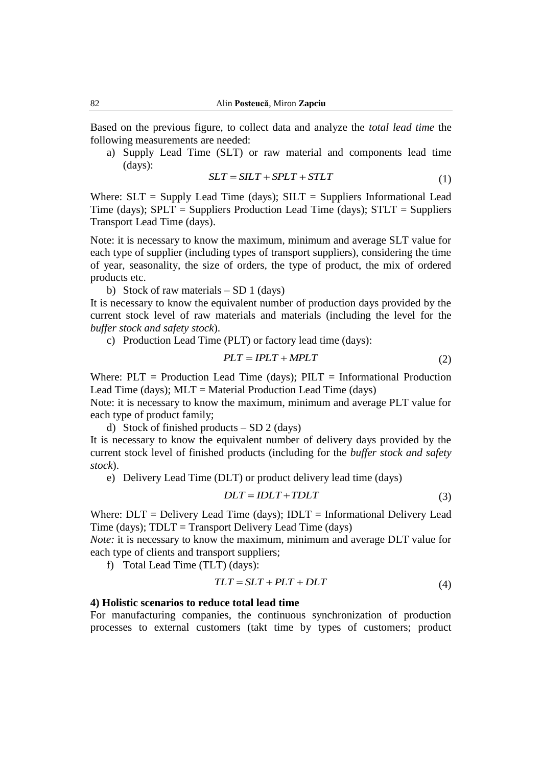Based on the previous figure, to collect data and analyze the *total lead time* the following measurements are needed:

a) Supply Lead Time (SLT) or raw material and components lead time (days):

$$SLT = SILT + SPLT + STLT \tag{1}$$

Where: SLT = Supply Lead Time (days); SILT = Suppliers Informational Lead Time (days); SPLT = Suppliers Production Lead Time (days); STLT = Suppliers Transport Lead Time (days).

Note: it is necessary to know the maximum, minimum and average SLT value for each type of supplier (including types of transport suppliers), considering the time of year, seasonality, the size of orders, the type of product, the mix of ordered products etc.

b) Stock of raw materials – SD 1 (days)

It is necessary to know the equivalent number of production days provided by the current stock level of raw materials and materials (including the level for the *buffer stock and safety stock*).

c) Production Lead Time (PLT) or factory lead time (days):

$$PLT = IPLT + MPLT \tag{2}$$

Where: PLT = Production Lead Time (days); PILT = Informational Production Lead Time (days); MLT = Material Production Lead Time (days)

Note: it is necessary to know the maximum, minimum and average PLT value for each type of product family;

d) Stock of finished products – SD 2 (days)

It is necessary to know the equivalent number of delivery days provided by the current stock level of finished products (including for the *buffer stock and safety stock*).

e) Delivery Lead Time (DLT) or product delivery lead time (days)

$$DLT = IDLT + TDLT \tag{3}$$

Where: DLT = Delivery Lead Time (days); IDLT = Informational Delivery Lead Time (days); TDLT = Transport Delivery Lead Time (days)

*Note:* it is necessary to know the maximum, minimum and average DLT value for each type of clients and transport suppliers;

f) Total Lead Time (TLT) (days):

$$TLT = SLT + PLT + DLT \tag{4}$$

**4) Holistic scenarios to reduce total lead time**

For manufacturing companies, the continuous synchronization of production processes to external customers (takt time by types of customers; product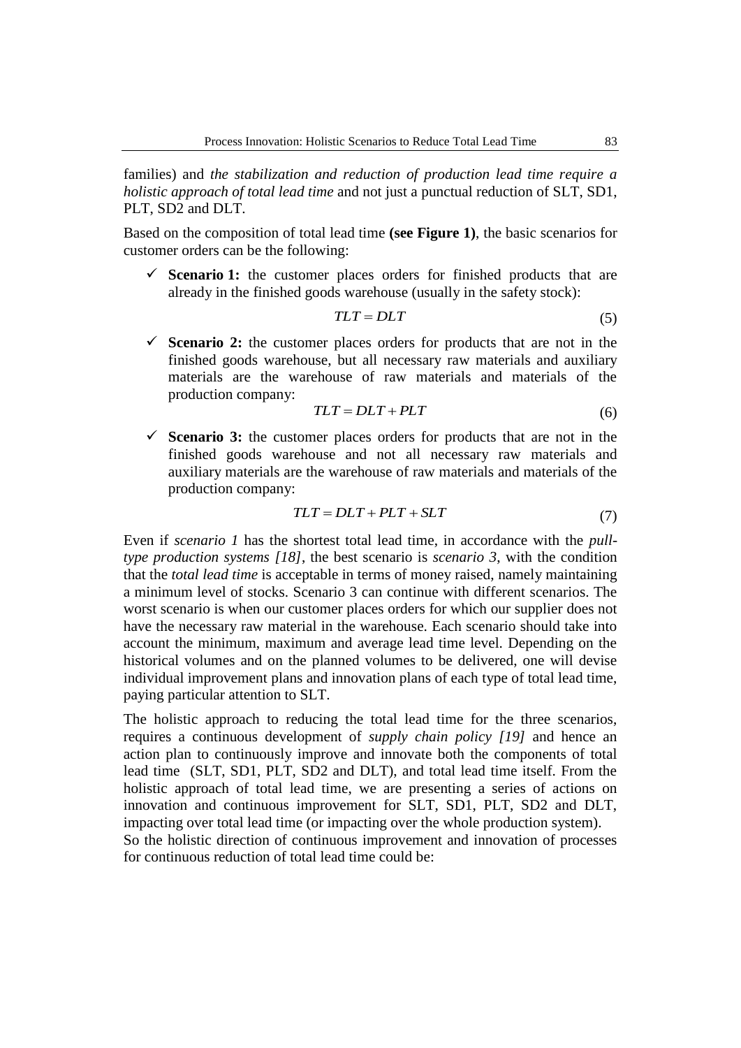families) and *the stabilization and reduction of production lead time require a holistic approach of total lead time* and not just a punctual reduction of SLT, SD1, PLT, SD2 and DLT.

Based on the composition of total lead time **(see Figure 1)**, the basic scenarios for customer orders can be the following:

- ✓ **Scenario 1:** the customer places orders for finished products that are already in the finished goods warehouse (usually in the safety stock):

$$TLT = DLT \tag{5}$$

- ✓ **Scenario 2:** the customer places orders for products that are not in the finished goods warehouse, but all necessary raw materials and auxiliary materials are the warehouse of raw materials and materials of the production company:

$$TLT = DLT + PLT \tag{6}$$

- ✓ **Scenario 3:** the customer places orders for products that are not in the finished goods warehouse and not all necessary raw materials and auxiliary materials are the warehouse of raw materials and materials of the production company:

$$TLT = DLT + PLT + SLT \tag{7}$$

Even if *scenario 1* has the shortest total lead time, in accordance with the *pull-type production systems [18]*, the best scenario is *scenario 3*, with the condition that the *total lead time* is acceptable in terms of money raised, namely maintaining a minimum level of stocks. Scenario 3 can continue with different scenarios. The worst scenario is when our customer places orders for which our supplier does not have the necessary raw material in the warehouse. Each scenario should take into account the minimum, maximum and average lead time level. Depending on the historical volumes and on the planned volumes to be delivered, one will devise individual improvement plans and innovation plans of each type of total lead time, paying particular attention to SLT.

The holistic approach to reducing the total lead time for the three scenarios, requires a continuous development of *supply chain policy [19]* and hence an action plan to continuously improve and innovate both the components of total lead time (SLT, SD1, PLT, SD2 and DLT), and total lead time itself. From the holistic approach of total lead time, we are presenting a series of actions on innovation and continuous improvement for SLT, SD1, PLT, SD2 and DLT, impacting over total lead time (or impacting over the whole production system).
So the holistic direction of continuous improvement and innovation of processes for continuous reduction of total lead time could be: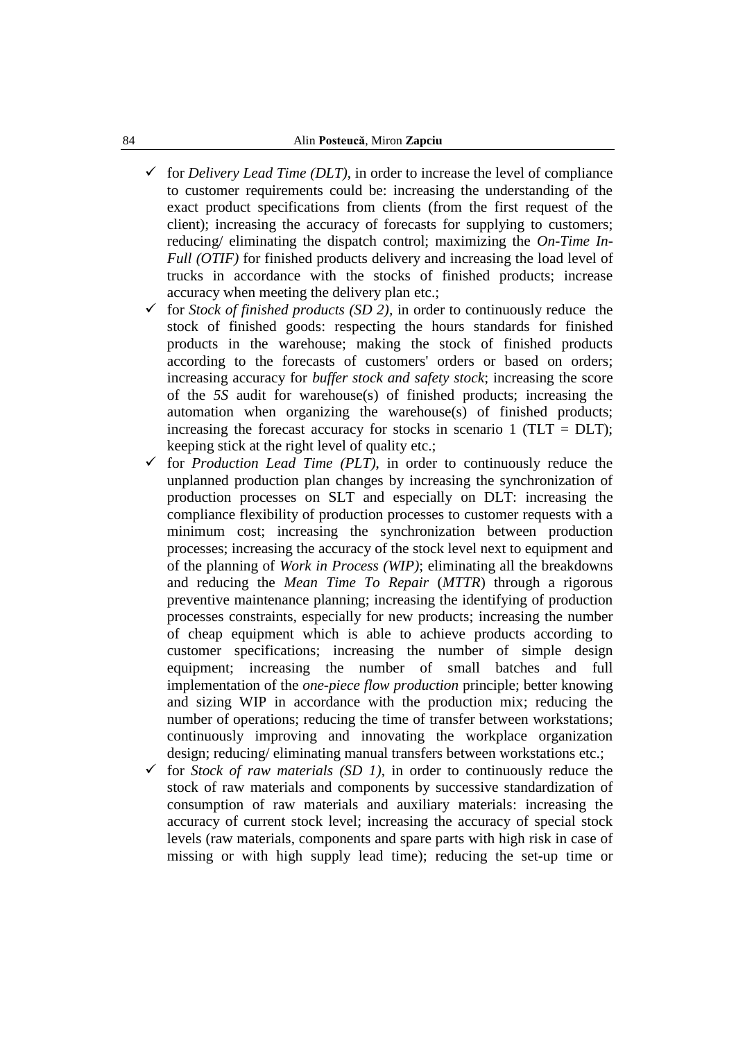- ✓ for *Delivery Lead Time (DLT)*, in order to increase the level of compliance to customer requirements could be: increasing the understanding of the exact product specifications from clients (from the first request of the client); increasing the accuracy of forecasts for supplying to customers; reducing/ eliminating the dispatch control; maximizing the *On-Time In-Full (OTIF)* for finished products delivery and increasing the load level of trucks in accordance with the stocks of finished products; increase accuracy when meeting the delivery plan etc.;
- ✓ for *Stock of finished products (SD 2)*, in order to continuously reduce the stock of finished goods: respecting the hours standards for finished products in the warehouse; making the stock of finished products according to the forecasts of customers' orders or based on orders; increasing accuracy for *buffer stock and safety stock*; increasing the score of the *5S* audit for warehouse(s) of finished products; increasing the automation when organizing the warehouse(s) of finished products; increasing the forecast accuracy for stocks in scenario 1 (TLT = DLT); keeping stick at the right level of quality etc.;
- ✓ for *Production Lead Time (PLT)*, in order to continuously reduce the unplanned production plan changes by increasing the synchronization of production processes on SLT and especially on DLT: increasing the compliance flexibility of production processes to customer requests with a minimum cost; increasing the synchronization between production processes; increasing the accuracy of the stock level next to equipment and of the planning of *Work in Process (WIP)*; eliminating all the breakdowns and reducing the *Mean Time To Repair* (*MTTR*) through a rigorous preventive maintenance planning; increasing the identifying of production processes constraints, especially for new products; increasing the number of cheap equipment which is able to achieve products according to customer specifications; increasing the number of simple design equipment; increasing the number of small batches and full implementation of the *one-piece flow production* principle; better knowing and sizing WIP in accordance with the production mix; reducing the number of operations; reducing the time of transfer between workstations; continuously improving and innovating the workplace organization design; reducing/ eliminating manual transfers between workstations etc.;
- ✓ for *Stock of raw materials (SD 1)*, in order to continuously reduce the stock of raw materials and components by successive standardization of consumption of raw materials and auxiliary materials: increasing the accuracy of current stock level; increasing the accuracy of special stock levels (raw materials, components and spare parts with high risk in case of missing or with high supply lead time); reducing the set-up time or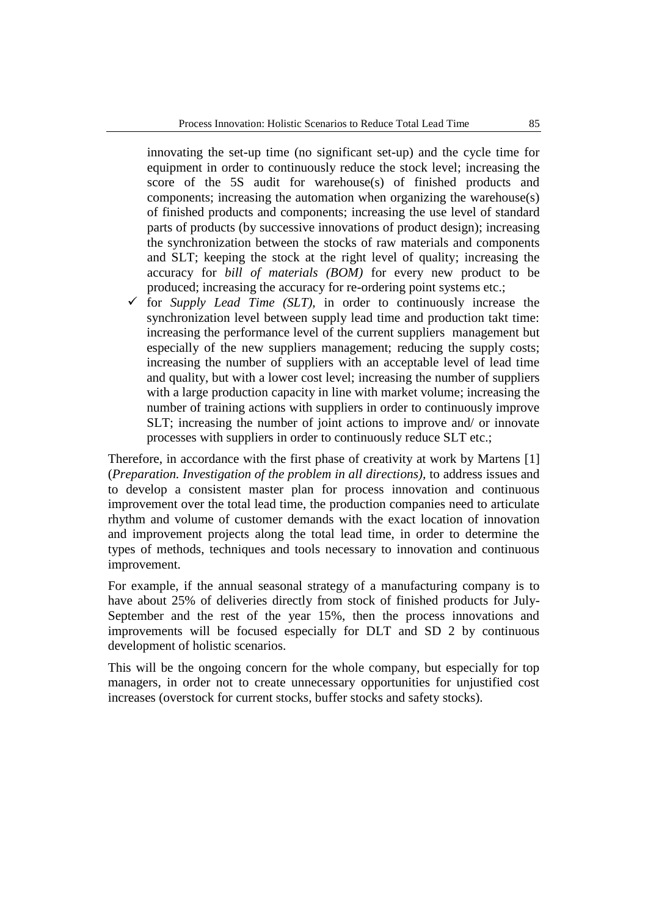innovating the set-up time (no significant set-up) and the cycle time for equipment in order to continuously reduce the stock level; increasing the score of the 5S audit for warehouse(s) of finished products and components; increasing the automation when organizing the warehouse(s) of finished products and components; increasing the use level of standard parts of products (by successive innovations of product design); increasing the synchronization between the stocks of raw materials and components and SLT; keeping the stock at the right level of quality; increasing the accuracy for *bill of materials (BOM)* for every new product to be produced; increasing the accuracy for re-ordering point systems etc.;

- ✓ for *Supply Lead Time (SLT),* in order to continuously increase the synchronization level between supply lead time and production takt time: increasing the performance level of the current suppliers management but especially of the new suppliers management; reducing the supply costs; increasing the number of suppliers with an acceptable level of lead time and quality, but with a lower cost level; increasing the number of suppliers with a large production capacity in line with market volume; increasing the number of training actions with suppliers in order to continuously improve SLT; increasing the number of joint actions to improve and/ or innovate processes with suppliers in order to continuously reduce SLT etc.;

Therefore, in accordance with the first phase of creativity at work by Martens [1] (*Preparation. Investigation of the problem in all directions),* to address issues and to develop a consistent master plan for process innovation and continuous improvement over the total lead time, the production companies need to articulate rhythm and volume of customer demands with the exact location of innovation and improvement projects along the total lead time, in order to determine the types of methods, techniques and tools necessary to innovation and continuous improvement.

For example, if the annual seasonal strategy of a manufacturing company is to have about 25% of deliveries directly from stock of finished products for July-September and the rest of the year 15%, then the process innovations and improvements will be focused especially for DLT and SD 2 by continuous development of holistic scenarios.

This will be the ongoing concern for the whole company, but especially for top managers, in order not to create unnecessary opportunities for unjustified cost increases (overstock for current stocks, buffer stocks and safety stocks).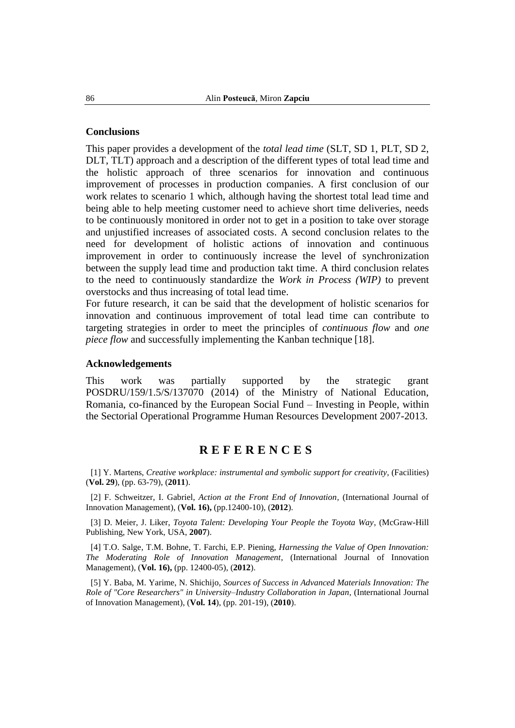## Conclusions

This paper provides a development of the *total lead time* (SLT, SD 1, PLT, SD 2, DLT, TLT) approach and a description of the different types of total lead time and the holistic approach of three scenarios for innovation and continuous improvement of processes in production companies. A first conclusion of our work relates to scenario 1 which, although having the shortest total lead time and being able to help meeting customer need to achieve short time deliveries, needs to be continuously monitored in order not to get in a position to take over storage and unjustified increases of associated costs. A second conclusion relates to the need for development of holistic actions of innovation and continuous improvement in order to continuously increase the level of synchronization between the supply lead time and production takt time. A third conclusion relates to the need to continuously standardize the *Work in Process (WIP)* to prevent overstocks and thus increasing of total lead time.

For future research, it can be said that the development of holistic scenarios for innovation and continuous improvement of total lead time can contribute to targeting strategies in order to meet the principles of *continuous flow* and *one piece flow* and successfully implementing the Kanban technique [18].

## Acknowledgements

This work was partially supported by the strategic grant POSDRU/159/1.5/S/137070 (2014) of the Ministry of National Education, Romania, co-financed by the European Social Fund – Investing in People, within the Sectorial Operational Programme Human Resources Development 2007-2013.

## R E F E R E N C E S

[1] Y. Martens, *Creative workplace: instrumental and symbolic support for creativity*, (Facilities) (**Vol. 29**), (pp. 63-79), (**2011**).

[2] F. Schweitzer, I. Gabriel, *Action at the Front End of Innovation*, (International Journal of Innovation Management), (**Vol. 16),** (pp.12400-10), (**2012**).

[3] D. Meier, J. Liker, *Toyota Talent: Developing Your People the Toyota Way*, (McGraw-Hill Publishing, New York, USA, **2007**).

[4] T.O. Salge, T.M. Bohne, T. Farchi, E.P. Piening, *Harnessing the Value of Open Innovation: The Moderating Role of Innovation Management*, (International Journal of Innovation Management), (**Vol. 16),** (pp. 12400-05), (**2012**).

[5] Y. Baba, M. Yarime, N. Shichijo, *Sources of Success in Advanced Materials Innovation: The Role of "Core Researchers" in University–Industry Collaboration in Japan*, (International Journal of Innovation Management), (**Vol. 14**), (pp. 201-19), (**2010**).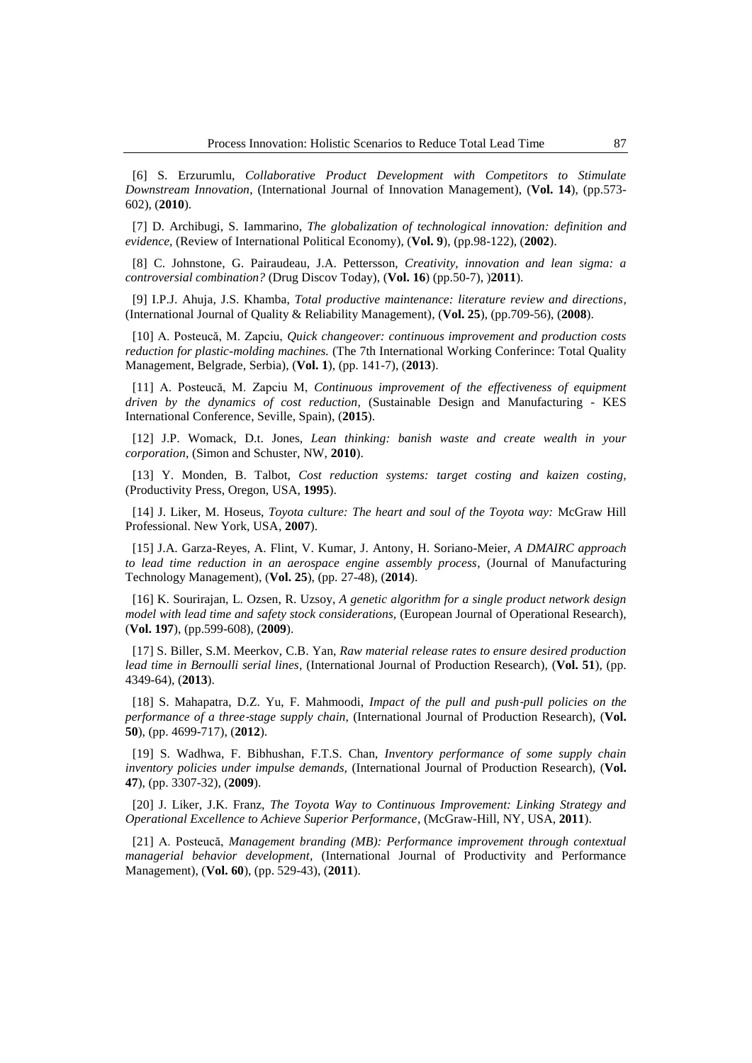[6] S. Erzurumlu, *Collaborative Product Development with Competitors to Stimulate Downstream Innovation*, (International Journal of Innovation Management), (**Vol. 14**), (pp.573-602), (**2010**).

[7] D. Archibugi, S. Iammarino, *The globalization of technological innovation: definition and evidence*, (Review of International Political Economy), (**Vol. 9**), (pp.98-122), (**2002**).

[8] C. Johnstone, G. Pairaudeau, J.A. Pettersson, *Creativity, innovation and lean sigma: a controversial combination?* (Drug Discov Today), (**Vol. 16**) (pp.50-7), )**2011**).

[9] I.P.J. Ahuja, J.S. Khamba, *Total productive maintenance: literature review and directions*, (International Journal of Quality & Reliability Management), (**Vol. 25**), (pp.709-56), (**2008**).

[10] A. Posteucă, M. Zapciu, *Quick changeover: continuous improvement and production costs reduction for plastic-molding machines.* (The 7th International Working Conferince: Total Quality Management, Belgrade, Serbia), (**Vol. 1**), (pp. 141-7), (**2013**).

[11] A. Posteucă, M. Zapciu M, *Continuous improvement of the effectiveness of equipment driven by the dynamics of cost reduction*, (Sustainable Design and Manufacturing - KES International Conference, Seville, Spain), (**2015**).

[12] J.P. Womack, D.t. Jones, *Lean thinking: banish waste and create wealth in your corporation*, (Simon and Schuster, NW, **2010**).

[13] Y. Monden, B. Talbot, *Cost reduction systems: target costing and kaizen costing*, (Productivity Press, Oregon, USA, **1995**).

[14] J. Liker, M. Hoseus, *Toyota culture: The heart and soul of the Toyota way:* McGraw Hill Professional. New York, USA, **2007**).

[15] J.A. Garza-Reyes, A. Flint, V. Kumar, J. Antony, H. Soriano-Meier, *A DMAIRC approach to lead time reduction in an aerospace engine assembly process*, (Journal of Manufacturing Technology Management), (**Vol. 25**), (pp. 27-48), (**2014**).

[16] K. Sourirajan, L. Ozsen, R. Uzsoy, *A genetic algorithm for a single product network design model with lead time and safety stock considerations*, (European Journal of Operational Research), (**Vol. 197**), (pp.599-608), (**2009**).

[17] S. Biller, S.M. Meerkov, C.B. Yan, *Raw material release rates to ensure desired production lead time in Bernoulli serial lines*, (International Journal of Production Research), (**Vol. 51**), (pp. 4349-64), (**2013**).

[18] S. Mahapatra, D.Z. Yu, F. Mahmoodi, *Impact of the pull and push-pull policies on the performance of a three-stage supply chain*, (International Journal of Production Research), (**Vol. 50**), (pp. 4699-717), (**2012**).

[19] S. Wadhwa, F. Bibhushan, F.T.S. Chan, *Inventory performance of some supply chain inventory policies under impulse demands*, (International Journal of Production Research), (**Vol. 47**), (pp. 3307-32), (**2009**).

[20] J. Liker, J.K. Franz, *The Toyota Way to Continuous Improvement: Linking Strategy and Operational Excellence to Achieve Superior Performance*, (McGraw-Hill, NY, USA, **2011**).

[21] A. Posteucă, *Management branding (MB): Performance improvement through contextual managerial behavior development*, (International Journal of Productivity and Performance Management), (**Vol. 60**), (pp. 529-43), (**2011**).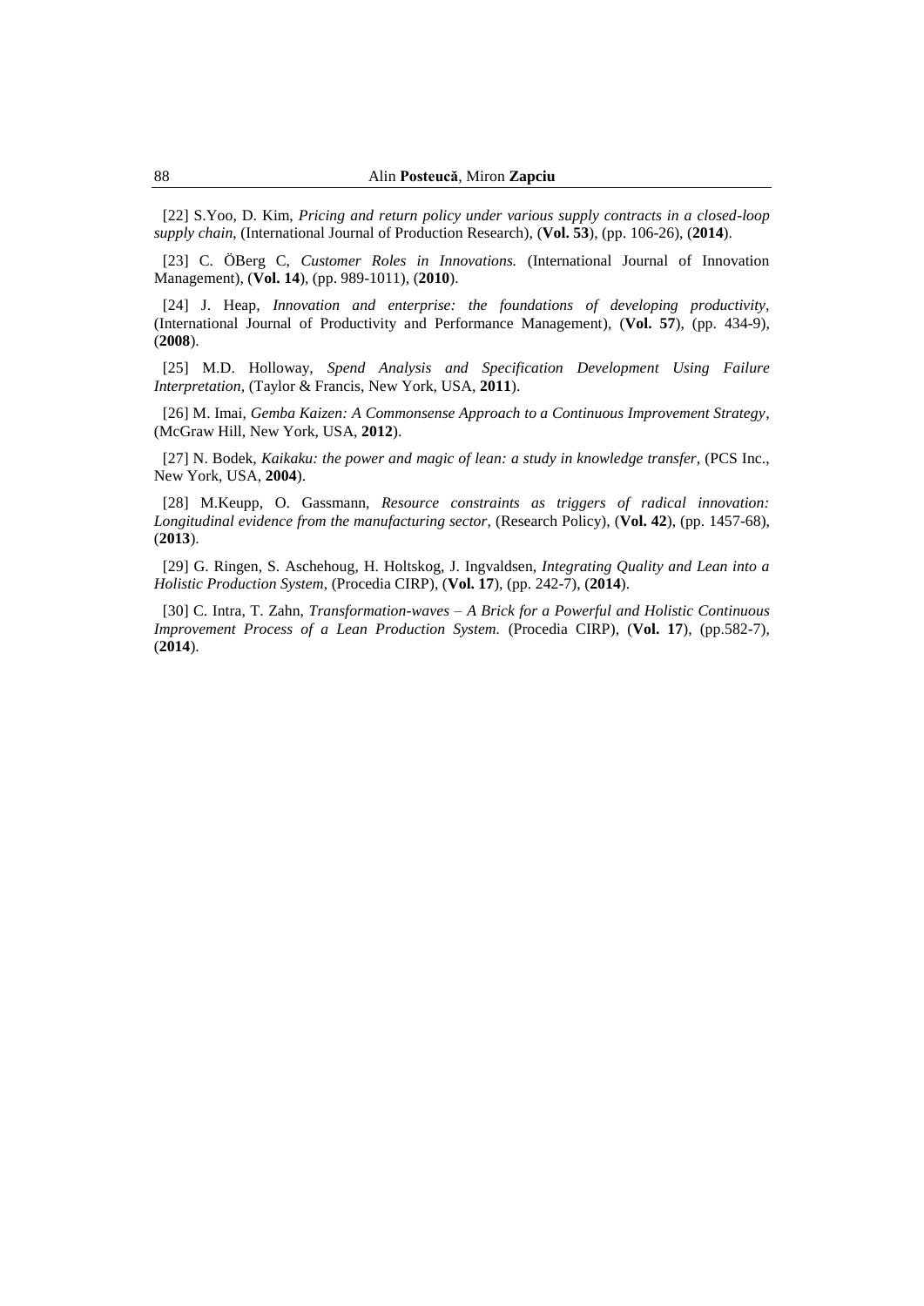[22] S.Yoo, D. Kim, *Pricing and return policy under various supply contracts in a closed-loop supply chain*, (International Journal of Production Research), (**Vol. 53**), (pp. 106-26), (**2014**).

[23] C. ÖBerg C, *Customer Roles in Innovations.* (International Journal of Innovation Management), (**Vol. 14**), (pp. 989-1011), (**2010**).

[24] J. Heap, *Innovation and enterprise: the foundations of developing productivity,* (International Journal of Productivity and Performance Management), (**Vol. 57**), (pp. 434-9), (**2008**).

[25] M.D. Holloway, *Spend Analysis and Specification Development Using Failure Interpretation,* (Taylor & Francis, New York, USA, **2011**).

[26] M. Imai, *Gemba Kaizen: A Commonsense Approach to a Continuous Improvement Strategy,* (McGraw Hill, New York, USA, **2012**).

[27] N. Bodek, *Kaikaku: the power and magic of lean: a study in knowledge transfer,* (PCS Inc., New York, USA, **2004**).

[28] M.Keupp, O. Gassmann, *Resource constraints as triggers of radical innovation: Longitudinal evidence from the manufacturing sector,* (Research Policy), (**Vol. 42**), (pp. 1457-68), (**2013**).

[29] G. Ringen, S. Aschehoug, H. Holtskog, J. Ingvaldsen, *Integrating Quality and Lean into a Holistic Production System*, (Procedia CIRP), (**Vol. 17**), (pp. 242-7), (**2014**).

[30] C. Intra, T. Zahn, *Transformation-waves – A Brick for a Powerful and Holistic Continuous Improvement Process of a Lean Production System.* (Procedia CIRP), (**Vol. 17**), (pp.582-7), (**2014**).